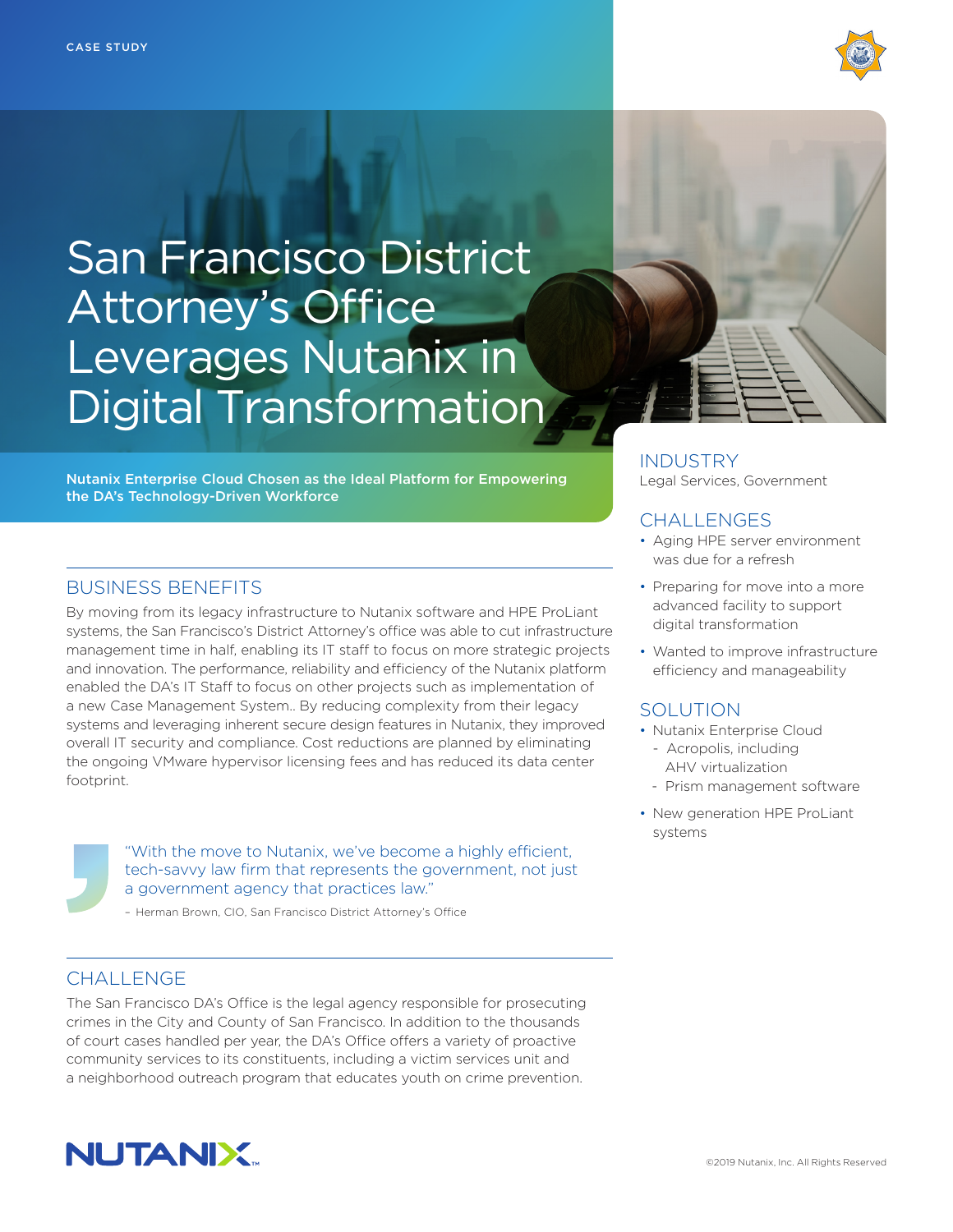CASE STUDY

# San Francisco District Attorney's Office Leverages Nutanix in Digital Transformation

**Nutanix Enterprise Cloud Chosen as the Ideal Platform for Empowering the DA's Technology-Driven Workforce**

## INDUSTRY

Legal Services, Government

## CHALLENGES

- Aging HPE server environment was due for a refresh
- Preparing for move into a more advanced facility to support digital transformation
- Wanted to improve infrastructure efficiency and manageability

## SOLUTION

- Nutanix Enterprise Cloud
  - Acropolis, including AHV virtualization
  - Prism management software
- New generation HPE ProLiant systems

## BUSINESS BENEFITS

By moving from its legacy infrastructure to Nutanix software and HPE ProLiant systems, the San Francisco's District Attorney's office was able to cut infrastructure management time in half, enabling its IT staff to focus on more strategic projects and innovation. The performance, reliability and efficiency of the Nutanix platform enabled the DA's IT Staff to focus on other projects such as implementation of a new Case Management System.. By reducing complexity from their legacy systems and leveraging inherent secure design features in Nutanix, they improved overall IT security and compliance. Cost reductions are planned by eliminating the ongoing VMware hypervisor licensing fees and has reduced its data center footprint.

> "With the move to Nutanix, we've become a highly efficient, tech-savvy law firm that represents the government, not just a government agency that practices law."
>
> – Herman Brown, CIO, San Francisco District Attorney's Office

## CHALLENGE

The San Francisco DA's Office is the legal agency responsible for prosecuting crimes in the City and County of San Francisco. In addition to the thousands of court cases handled per year, the DA's Office offers a variety of proactive community services to its constituents, including a victim services unit and a neighborhood outreach program that educates youth on crime prevention.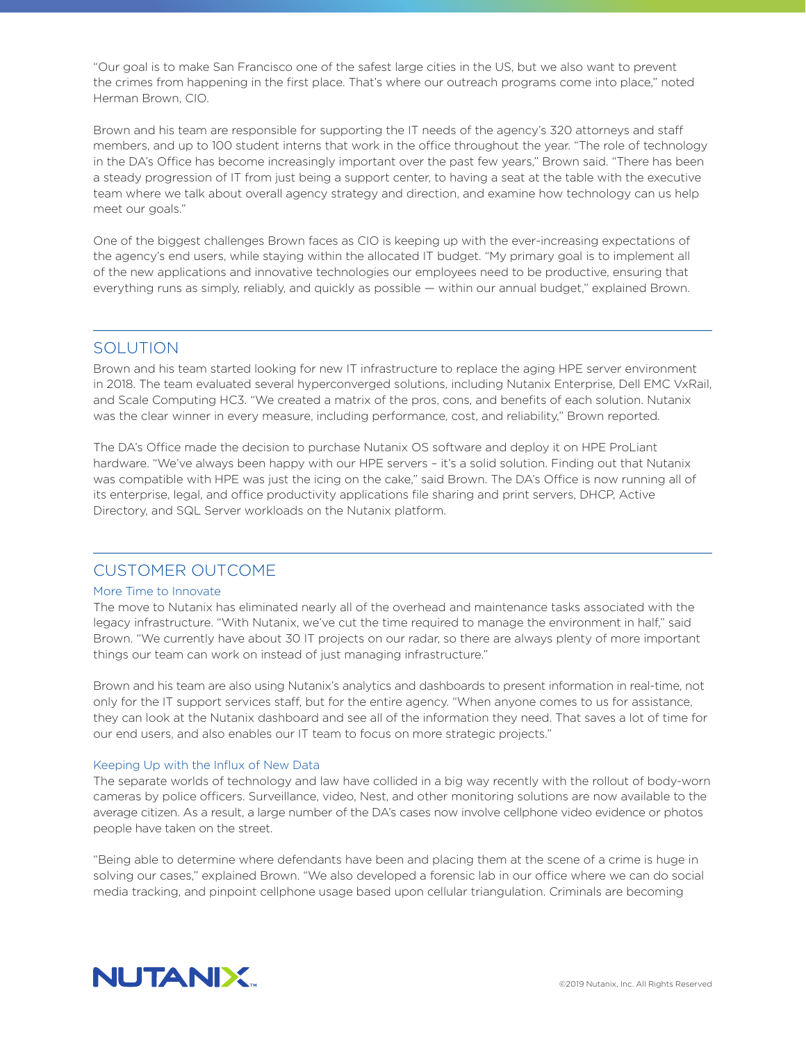"Our goal is to make San Francisco one of the safest large cities in the US, but we also want to prevent the crimes from happening in the first place. That's where our outreach programs come into place," noted Herman Brown, CIO.

Brown and his team are responsible for supporting the IT needs of the agency's 320 attorneys and staff members, and up to 100 student interns that work in the office throughout the year. "The role of technology in the DA's Office has become increasingly important over the past few years," Brown said. "There has been a steady progression of IT from just being a support center, to having a seat at the table with the executive team where we talk about overall agency strategy and direction, and examine how technology can us help meet our goals."

One of the biggest challenges Brown faces as CIO is keeping up with the ever-increasing expectations of the agency's end users, while staying within the allocated IT budget. "My primary goal is to implement all of the new applications and innovative technologies our employees need to be productive, ensuring that everything runs as simply, reliably, and quickly as possible — within our annual budget," explained Brown.

## SOLUTION

Brown and his team started looking for new IT infrastructure to replace the aging HPE server environment in 2018. The team evaluated several hyperconverged solutions, including Nutanix Enterprise, Dell EMC VxRail, and Scale Computing HC3. "We created a matrix of the pros, cons, and benefits of each solution. Nutanix was the clear winner in every measure, including performance, cost, and reliability," Brown reported.

The DA's Office made the decision to purchase Nutanix OS software and deploy it on HPE ProLiant hardware. "We've always been happy with our HPE servers – it's a solid solution. Finding out that Nutanix was compatible with HPE was just the icing on the cake," said Brown. The DA's Office is now running all of its enterprise, legal, and office productivity applications file sharing and print servers, DHCP, Active Directory, and SQL Server workloads on the Nutanix platform.

## CUSTOMER OUTCOME

### More Time to Innovate

The move to Nutanix has eliminated nearly all of the overhead and maintenance tasks associated with the legacy infrastructure. "With Nutanix, we've cut the time required to manage the environment in half," said Brown. "We currently have about 30 IT projects on our radar, so there are always plenty of more important things our team can work on instead of just managing infrastructure."

Brown and his team are also using Nutanix's analytics and dashboards to present information in real-time, not only for the IT support services staff, but for the entire agency. "When anyone comes to us for assistance, they can look at the Nutanix dashboard and see all of the information they need. That saves a lot of time for our end users, and also enables our IT team to focus on more strategic projects."

### Keeping Up with the Influx of New Data

The separate worlds of technology and law have collided in a big way recently with the rollout of body-worn cameras by police officers. Surveillance, video, Nest, and other monitoring solutions are now available to the average citizen. As a result, a large number of the DA's cases now involve cellphone video evidence or photos people have taken on the street.

"Being able to determine where defendants have been and placing them at the scene of a crime is huge in solving our cases," explained Brown. "We also developed a forensic lab in our office where we can do social media tracking, and pinpoint cellphone usage based upon cellular triangulation. Criminals are becoming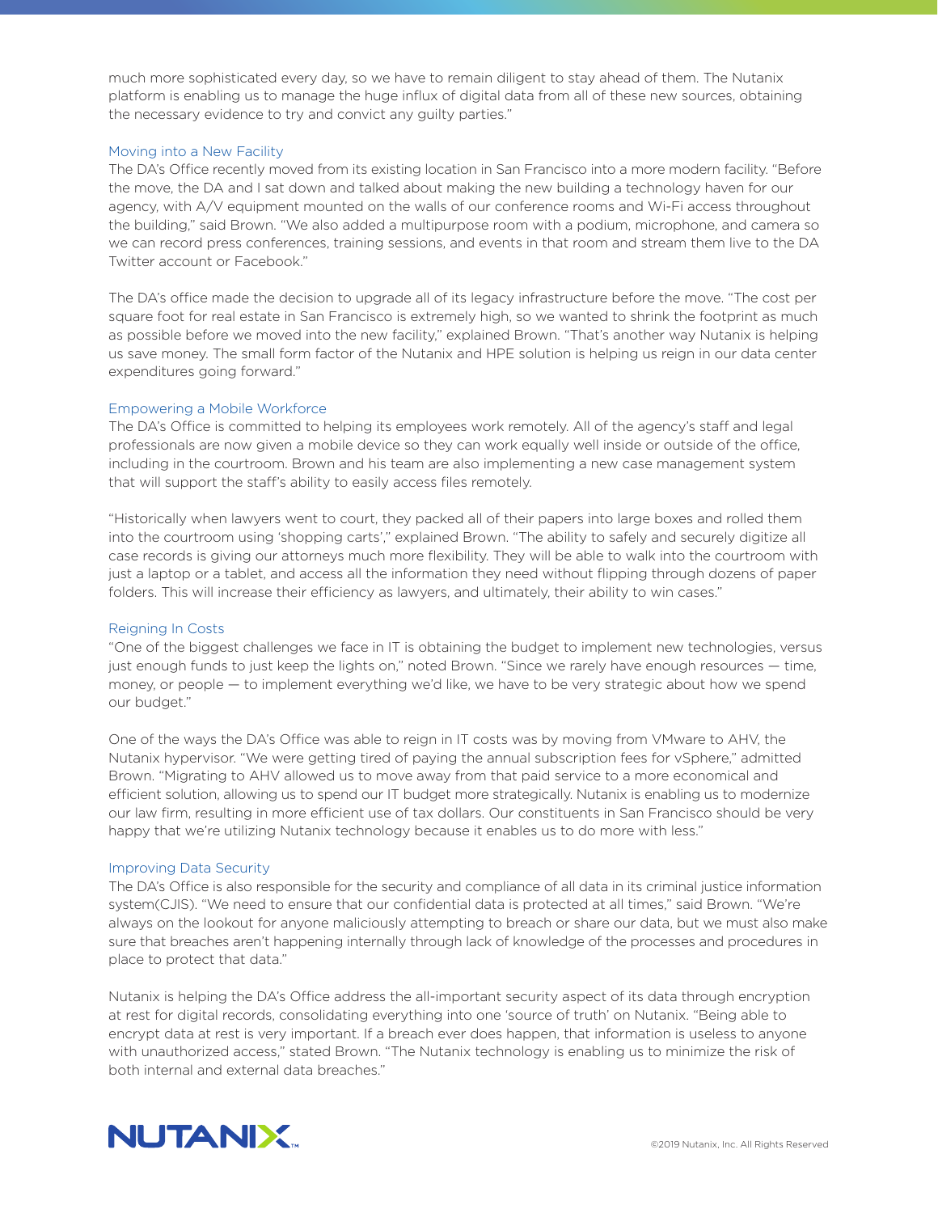much more sophisticated every day, so we have to remain diligent to stay ahead of them. The Nutanix platform is enabling us to manage the huge influx of digital data from all of these new sources, obtaining the necessary evidence to try and convict any guilty parties."

## Moving into a New Facility

The DA's Office recently moved from its existing location in San Francisco into a more modern facility. "Before the move, the DA and I sat down and talked about making the new building a technology haven for our agency, with A/V equipment mounted on the walls of our conference rooms and Wi-Fi access throughout the building," said Brown. "We also added a multipurpose room with a podium, microphone, and camera so we can record press conferences, training sessions, and events in that room and stream them live to the DA Twitter account or Facebook."

The DA's office made the decision to upgrade all of its legacy infrastructure before the move. "The cost per square foot for real estate in San Francisco is extremely high, so we wanted to shrink the footprint as much as possible before we moved into the new facility," explained Brown. "That's another way Nutanix is helping us save money. The small form factor of the Nutanix and HPE solution is helping us reign in our data center expenditures going forward."

## Empowering a Mobile Workforce

The DA's Office is committed to helping its employees work remotely. All of the agency's staff and legal professionals are now given a mobile device so they can work equally well inside or outside of the office, including in the courtroom. Brown and his team are also implementing a new case management system that will support the staff's ability to easily access files remotely.

"Historically when lawyers went to court, they packed all of their papers into large boxes and rolled them into the courtroom using 'shopping carts'," explained Brown. "The ability to safely and securely digitize all case records is giving our attorneys much more flexibility. They will be able to walk into the courtroom with just a laptop or a tablet, and access all the information they need without flipping through dozens of paper folders. This will increase their efficiency as lawyers, and ultimately, their ability to win cases."

## Reigning In Costs

"One of the biggest challenges we face in IT is obtaining the budget to implement new technologies, versus just enough funds to just keep the lights on," noted Brown. "Since we rarely have enough resources — time, money, or people — to implement everything we'd like, we have to be very strategic about how we spend our budget."

One of the ways the DA's Office was able to reign in IT costs was by moving from VMware to AHV, the Nutanix hypervisor. "We were getting tired of paying the annual subscription fees for vSphere," admitted Brown. "Migrating to AHV allowed us to move away from that paid service to a more economical and efficient solution, allowing us to spend our IT budget more strategically. Nutanix is enabling us to modernize our law firm, resulting in more efficient use of tax dollars. Our constituents in San Francisco should be very happy that we're utilizing Nutanix technology because it enables us to do more with less."

## Improving Data Security

The DA's Office is also responsible for the security and compliance of all data in its criminal justice information system(CJIS). "We need to ensure that our confidential data is protected at all times," said Brown. "We're always on the lookout for anyone maliciously attempting to breach or share our data, but we must also make sure that breaches aren't happening internally through lack of knowledge of the processes and procedures in place to protect that data."

Nutanix is helping the DA's Office address the all-important security aspect of its data through encryption at rest for digital records, consolidating everything into one 'source of truth' on Nutanix. "Being able to encrypt data at rest is very important. If a breach ever does happen, that information is useless to anyone with unauthorized access," stated Brown. "The Nutanix technology is enabling us to minimize the risk of both internal and external data breaches."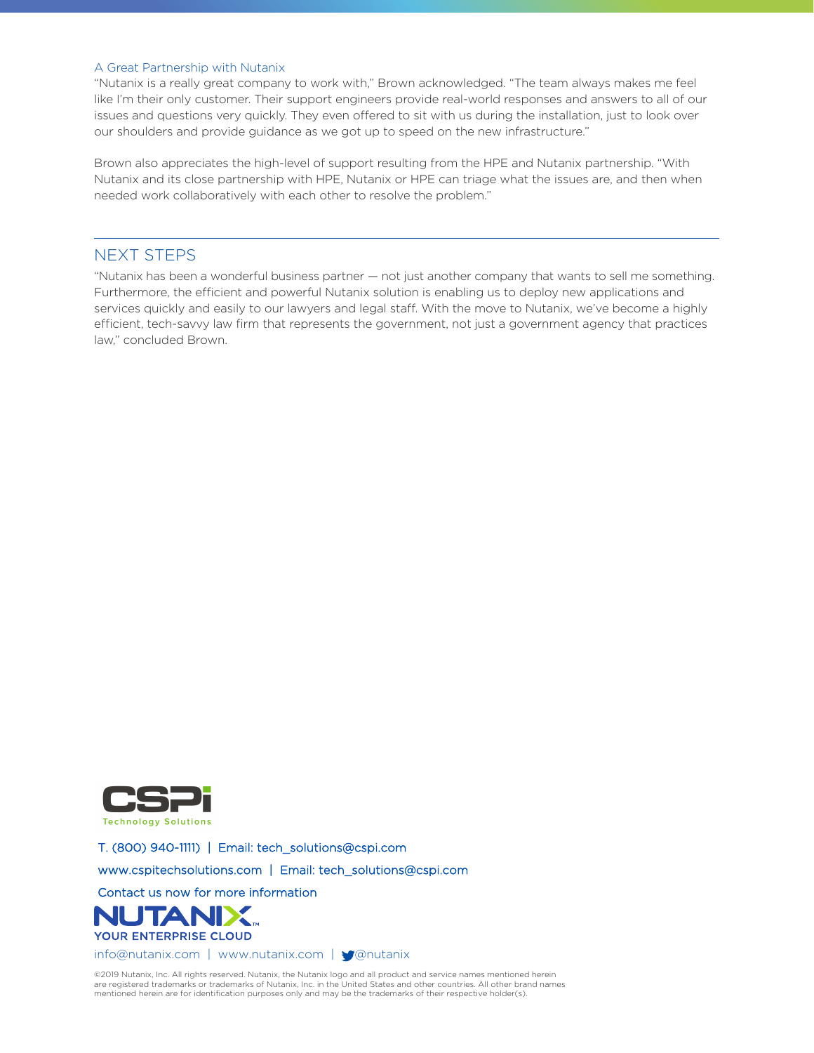### A Great Partnership with Nutanix

"Nutanix is a really great company to work with," Brown acknowledged. "The team always makes me feel like I'm their only customer. Their support engineers provide real-world responses and answers to all of our issues and questions very quickly. They even offered to sit with us during the installation, just to look over our shoulders and provide guidance as we got up to speed on the new infrastructure."

Brown also appreciates the high-level of support resulting from the HPE and Nutanix partnership. "With Nutanix and its close partnership with HPE, Nutanix or HPE can triage what the issues are, and then when needed work collaboratively with each other to resolve the problem."

---

## NEXT STEPS

"Nutanix has been a wonderful business partner — not just another company that wants to sell me something. Furthermore, the efficient and powerful Nutanix solution is enabling us to deploy new applications and services quickly and easily to our lawyers and legal staff. With the move to Nutanix, we've become a highly efficient, tech-savvy law firm that represents the government, not just a government agency that practices law," concluded Brown.

CSPi Technology Solutions

T. (800) 940-1111) | Email: tech_solutions@cspi.com

www.cspitechsolutions.com | Email: tech_solutions@cspi.com

Contact us now for more information

NUTANIX™ YOUR ENTERPRISE CLOUD

info@nutanix.com | www.nutanix.com | @nutanix

©2019 Nutanix, Inc. All rights reserved. Nutanix, the Nutanix logo and all product and service names mentioned herein are registered trademarks or trademarks of Nutanix, Inc. in the United States and other countries. All other brand names mentioned herein are for identification purposes only and may be the trademarks of their respective holder(s).